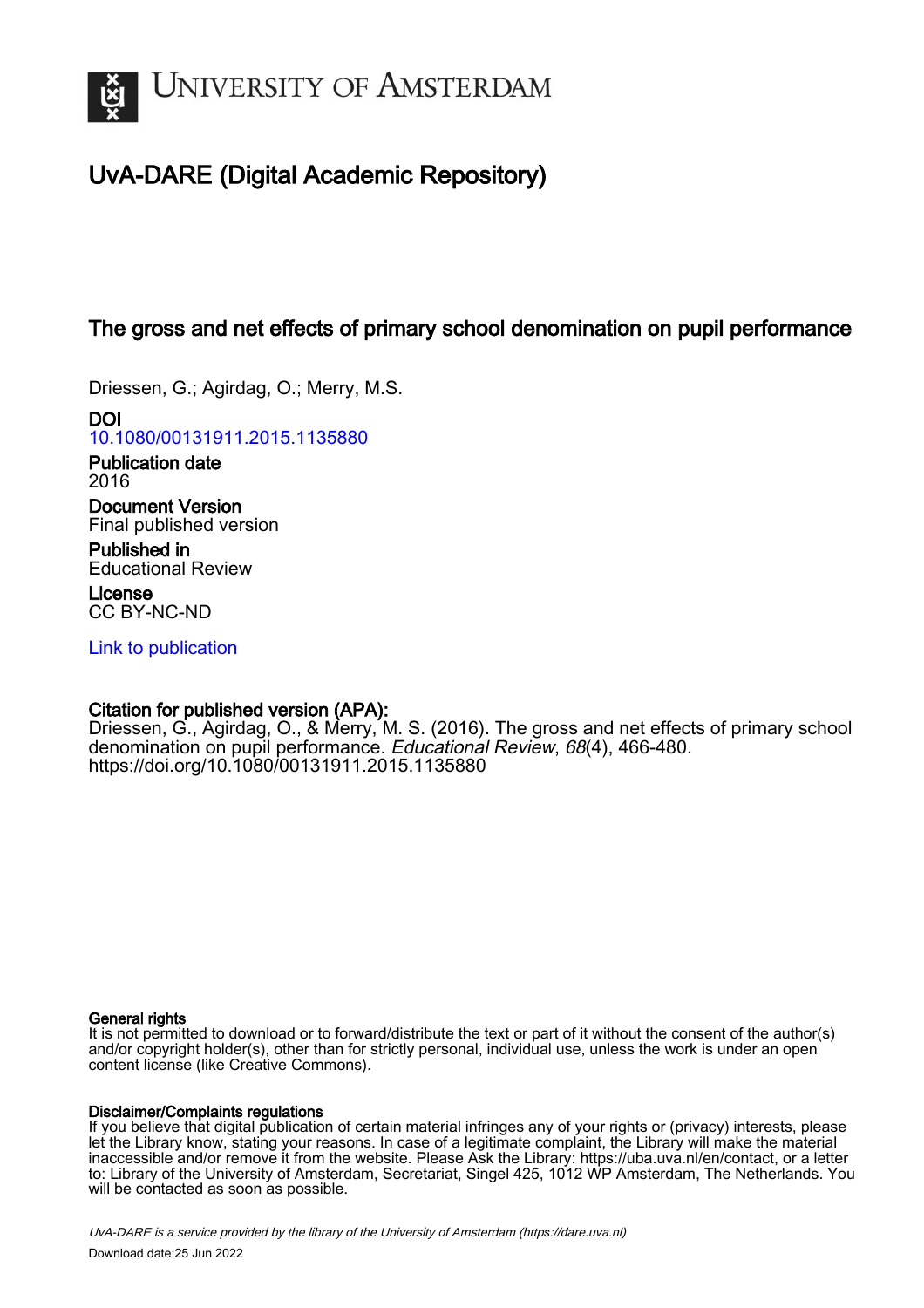# UNIVERSITY OF AMSTERDAM

## UvA-DARE (Digital Academic Repository)

### The gross and net effects of primary school denomination on pupil performance

Driessen, G.; Agirdag, O.; Merry, M.S.

**DOI**
10.1080/00131911.2015.1135880

**Publication date**
2016

**Document Version**
Final published version

**Published in**
Educational Review

**License**
CC BY-NC-ND

Link to publication

**Citation for published version (APA):**
Driessen, G., Agirdag, O., & Merry, M. S. (2016). The gross and net effects of primary school denomination on pupil performance. *Educational Review*, *68*(4), 466-480. https://doi.org/10.1080/00131911.2015.1135880

**General rights**
It is not permitted to download or to forward/distribute the text or part of it without the consent of the author(s) and/or copyright holder(s), other than for strictly personal, individual use, unless the work is under an open content license (like Creative Commons).

**Disclaimer/Complaints regulations**
If you believe that digital publication of certain material infringes any of your rights or (privacy) interests, please let the Library know, stating your reasons. In case of a legitimate complaint, the Library will make the material inaccessible and/or remove it from the website. Please Ask the Library: https://uba.uva.nl/en/contact, or a letter to: Library of the University of Amsterdam, Secretariat, Singel 425, 1012 WP Amsterdam, The Netherlands. You will be contacted as soon as possible.

*UvA-DARE is a service provided by the library of the University of Amsterdam (https://dare.uva.nl)*

Download date:25 Jun 2022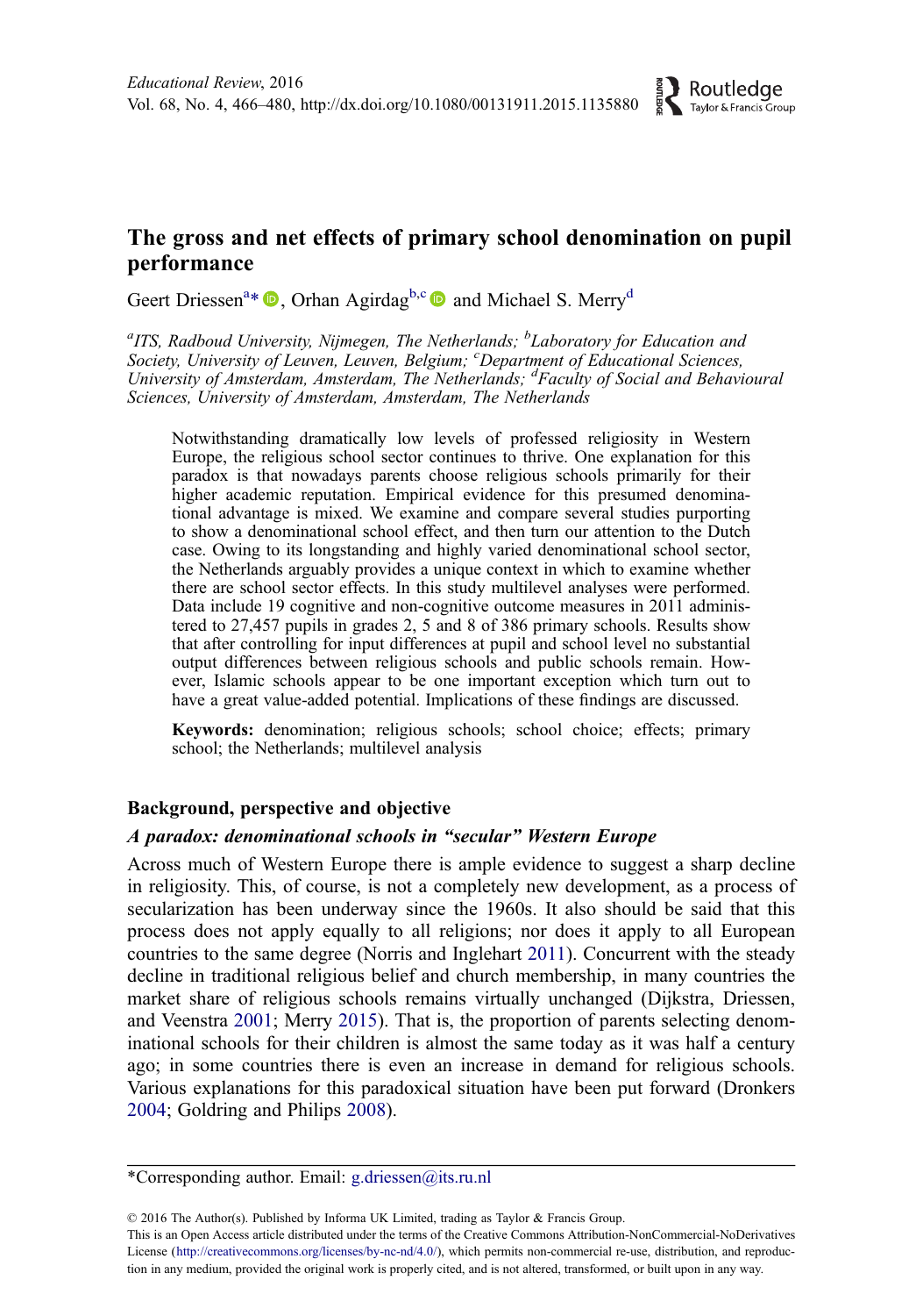# The gross and net effects of primary school denomination on pupil performance

Geert Driessen[a]*, Orhan Agirdag[b,c] and Michael S. Merry[d]

[a]ITS, Radboud University, Nijmegen, The Netherlands; [b]Laboratory for Education and Society, University of Leuven, Leuven, Belgium; [c]Department of Educational Sciences, University of Amsterdam, Amsterdam, The Netherlands; [d]Faculty of Social and Behavioural Sciences, University of Amsterdam, Amsterdam, The Netherlands

Notwithstanding dramatically low levels of professed religiosity in Western Europe, the religious school sector continues to thrive. One explanation for this paradox is that nowadays parents choose religious schools primarily for their higher academic reputation. Empirical evidence for this presumed denominational advantage is mixed. We examine and compare several studies purporting to show a denominational school effect, and then turn our attention to the Dutch case. Owing to its longstanding and highly varied denominational school sector, the Netherlands arguably provides a unique context in which to examine whether there are school sector effects. In this study multilevel analyses were performed. Data include 19 cognitive and non-cognitive outcome measures in 2011 administered to 27,457 pupils in grades 2, 5 and 8 of 386 primary schools. Results show that after controlling for input differences at pupil and school level no substantial output differences between religious schools and public schools remain. However, Islamic schools appear to be one important exception which turn out to have a great value-added potential. Implications of these findings are discussed.

**Keywords:** denomination; religious schools; school choice; effects; primary school; the Netherlands; multilevel analysis

## Background, perspective and objective

### *A paradox: denominational schools in "secular" Western Europe*

Across much of Western Europe there is ample evidence to suggest a sharp decline in religiosity. This, of course, is not a completely new development, as a process of secularization has been underway since the 1960s. It also should be said that this process does not apply equally to all religions; nor does it apply to all European countries to the same degree (Norris and Inglehart 2011). Concurrent with the steady decline in traditional religious belief and church membership, in many countries the market share of religious schools remains virtually unchanged (Dijkstra, Driessen, and Veenstra 2001; Merry 2015). That is, the proportion of parents selecting denominational schools for their children is almost the same today as it was half a century ago; in some countries there is even an increase in demand for religious schools. Various explanations for this paradoxical situation have been put forward (Dronkers 2004; Goldring and Philips 2008).

*Corresponding author. Email: g.driessen@its.ru.nl

© 2016 The Author(s). Published by Informa UK Limited, trading as Taylor & Francis Group.
This is an Open Access article distributed under the terms of the Creative Commons Attribution-NonCommercial-NoDerivatives License (http://creativecommons.org/licenses/by-nc-nd/4.0/), which permits non-commercial re-use, distribution, and reproduction in any medium, provided the original work is properly cited, and is not altered, transformed, or built upon in any way.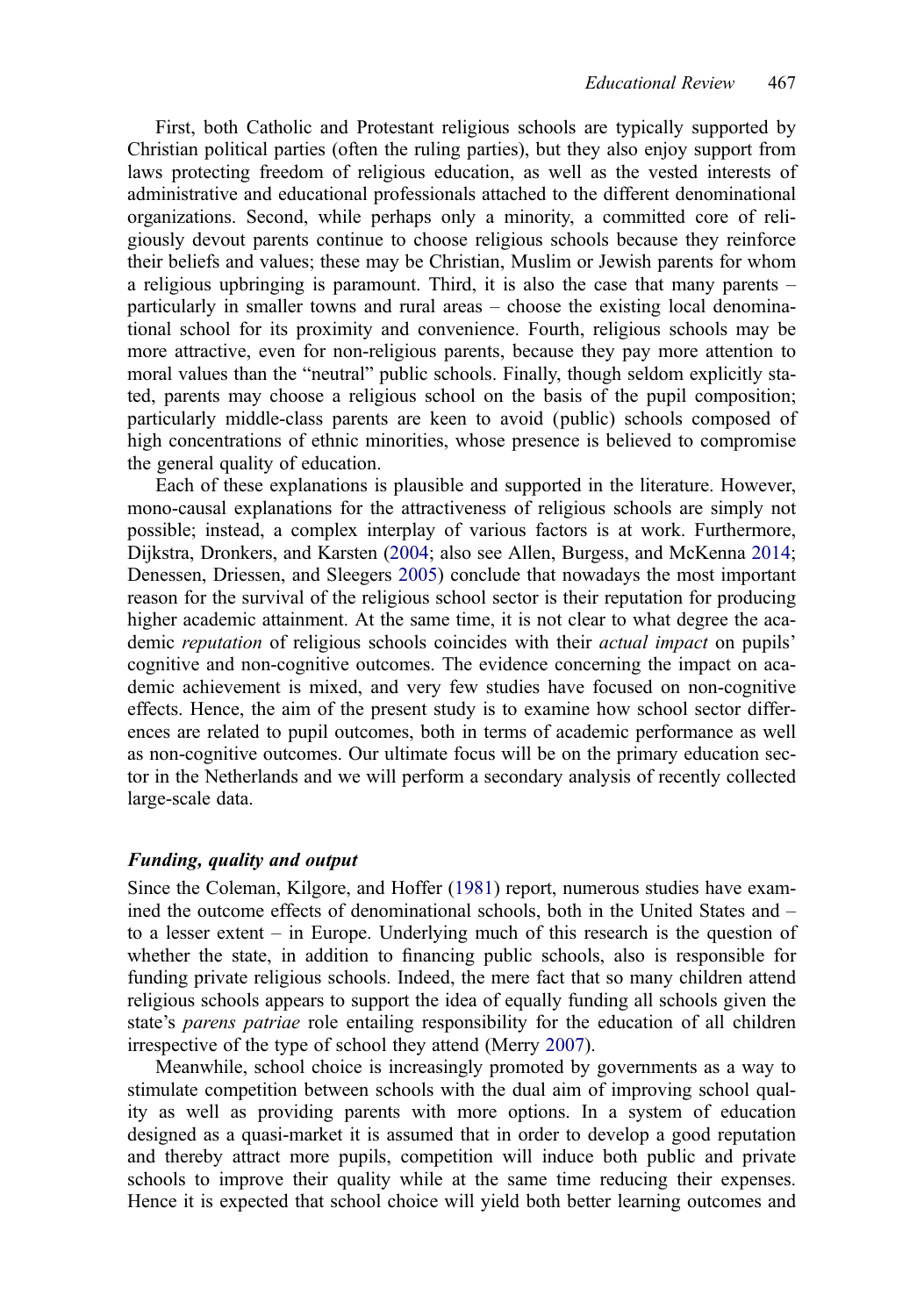First, both Catholic and Protestant religious schools are typically supported by Christian political parties (often the ruling parties), but they also enjoy support from laws protecting freedom of religious education, as well as the vested interests of administrative and educational professionals attached to the different denominational organizations. Second, while perhaps only a minority, a committed core of religiously devout parents continue to choose religious schools because they reinforce their beliefs and values; these may be Christian, Muslim or Jewish parents for whom a religious upbringing is paramount. Third, it is also the case that many parents – particularly in smaller towns and rural areas – choose the existing local denominational school for its proximity and convenience. Fourth, religious schools may be more attractive, even for non-religious parents, because they pay more attention to moral values than the "neutral" public schools. Finally, though seldom explicitly stated, parents may choose a religious school on the basis of the pupil composition; particularly middle-class parents are keen to avoid (public) schools composed of high concentrations of ethnic minorities, whose presence is believed to compromise the general quality of education.

Each of these explanations is plausible and supported in the literature. However, mono-causal explanations for the attractiveness of religious schools are simply not possible; instead, a complex interplay of various factors is at work. Furthermore, Dijkstra, Dronkers, and Karsten (2004; also see Allen, Burgess, and McKenna 2014; Denessen, Driessen, and Sleegers 2005) conclude that nowadays the most important reason for the survival of the religious school sector is their reputation for producing higher academic attainment. At the same time, it is not clear to what degree the academic *reputation* of religious schools coincides with their *actual impact* on pupils' cognitive and non-cognitive outcomes. The evidence concerning the impact on academic achievement is mixed, and very few studies have focused on non-cognitive effects. Hence, the aim of the present study is to examine how school sector differences are related to pupil outcomes, both in terms of academic performance as well as non-cognitive outcomes. Our ultimate focus will be on the primary education sector in the Netherlands and we will perform a secondary analysis of recently collected large-scale data.

### *Funding, quality and output*

Since the Coleman, Kilgore, and Hoffer (1981) report, numerous studies have examined the outcome effects of denominational schools, both in the United States and – to a lesser extent – in Europe. Underlying much of this research is the question of whether the state, in addition to financing public schools, also is responsible for funding private religious schools. Indeed, the mere fact that so many children attend religious schools appears to support the idea of equally funding all schools given the state's *parens patriae* role entailing responsibility for the education of all children irrespective of the type of school they attend (Merry 2007).

Meanwhile, school choice is increasingly promoted by governments as a way to stimulate competition between schools with the dual aim of improving school quality as well as providing parents with more options. In a system of education designed as a quasi-market it is assumed that in order to develop a good reputation and thereby attract more pupils, competition will induce both public and private schools to improve their quality while at the same time reducing their expenses. Hence it is expected that school choice will yield both better learning outcomes and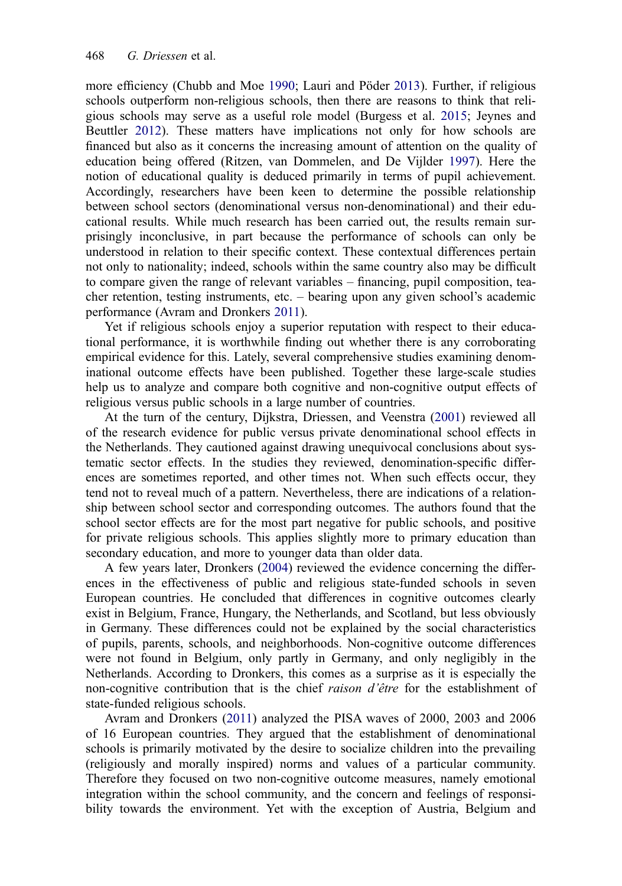more efficiency (Chubb and Moe 1990; Lauri and Pöder 2013). Further, if religious schools outperform non-religious schools, then there are reasons to think that religious schools may serve as a useful role model (Burgess et al. 2015; Jeynes and Beuttler 2012). These matters have implications not only for how schools are financed but also as it concerns the increasing amount of attention on the quality of education being offered (Ritzen, van Dommelen, and De Vijlder 1997). Here the notion of educational quality is deduced primarily in terms of pupil achievement. Accordingly, researchers have been keen to determine the possible relationship between school sectors (denominational versus non-denominational) and their educational results. While much research has been carried out, the results remain surprisingly inconclusive, in part because the performance of schools can only be understood in relation to their specific context. These contextual differences pertain not only to nationality; indeed, schools within the same country also may be difficult to compare given the range of relevant variables – financing, pupil composition, teacher retention, testing instruments, etc. – bearing upon any given school's academic performance (Avram and Dronkers 2011).

Yet if religious schools enjoy a superior reputation with respect to their educational performance, it is worthwhile finding out whether there is any corroborating empirical evidence for this. Lately, several comprehensive studies examining denominational outcome effects have been published. Together these large-scale studies help us to analyze and compare both cognitive and non-cognitive output effects of religious versus public schools in a large number of countries.

At the turn of the century, Dijkstra, Driessen, and Veenstra (2001) reviewed all of the research evidence for public versus private denominational school effects in the Netherlands. They cautioned against drawing unequivocal conclusions about systematic sector effects. In the studies they reviewed, denomination-specific differences are sometimes reported, and other times not. When such effects occur, they tend not to reveal much of a pattern. Nevertheless, there are indications of a relationship between school sector and corresponding outcomes. The authors found that the school sector effects are for the most part negative for public schools, and positive for private religious schools. This applies slightly more to primary education than secondary education, and more to younger data than older data.

A few years later, Dronkers (2004) reviewed the evidence concerning the differences in the effectiveness of public and religious state-funded schools in seven European countries. He concluded that differences in cognitive outcomes clearly exist in Belgium, France, Hungary, the Netherlands, and Scotland, but less obviously in Germany. These differences could not be explained by the social characteristics of pupils, parents, schools, and neighborhoods. Non-cognitive outcome differences were not found in Belgium, only partly in Germany, and only negligibly in the Netherlands. According to Dronkers, this comes as a surprise as it is especially the non-cognitive contribution that is the chief *raison d'être* for the establishment of state-funded religious schools.

Avram and Dronkers (2011) analyzed the PISA waves of 2000, 2003 and 2006 of 16 European countries. They argued that the establishment of denominational schools is primarily motivated by the desire to socialize children into the prevailing (religiously and morally inspired) norms and values of a particular community. Therefore they focused on two non-cognitive outcome measures, namely emotional integration within the school community, and the concern and feelings of responsibility towards the environment. Yet with the exception of Austria, Belgium and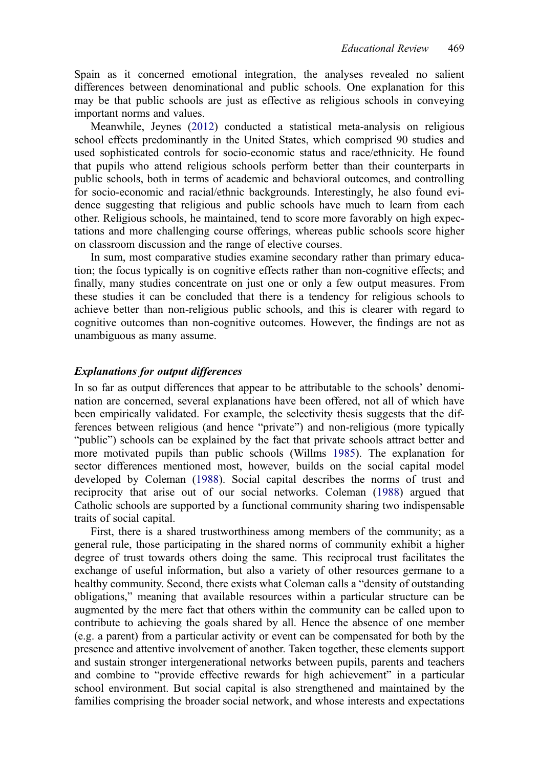Spain as it concerned emotional integration, the analyses revealed no salient differences between denominational and public schools. One explanation for this may be that public schools are just as effective as religious schools in conveying important norms and values.

Meanwhile, Jeynes (2012) conducted a statistical meta-analysis on religious school effects predominantly in the United States, which comprised 90 studies and used sophisticated controls for socio-economic status and race/ethnicity. He found that pupils who attend religious schools perform better than their counterparts in public schools, both in terms of academic and behavioral outcomes, and controlling for socio-economic and racial/ethnic backgrounds. Interestingly, he also found evidence suggesting that religious and public schools have much to learn from each other. Religious schools, he maintained, tend to score more favorably on high expectations and more challenging course offerings, whereas public schools score higher on classroom discussion and the range of elective courses.

In sum, most comparative studies examine secondary rather than primary education; the focus typically is on cognitive effects rather than non-cognitive effects; and finally, many studies concentrate on just one or only a few output measures. From these studies it can be concluded that there is a tendency for religious schools to achieve better than non-religious public schools, and this is clearer with regard to cognitive outcomes than non-cognitive outcomes. However, the findings are not as unambiguous as many assume.

### *Explanations for output differences*

In so far as output differences that appear to be attributable to the schools' denomination are concerned, several explanations have been offered, not all of which have been empirically validated. For example, the selectivity thesis suggests that the differences between religious (and hence "private") and non-religious (more typically "public") schools can be explained by the fact that private schools attract better and more motivated pupils than public schools (Willms 1985). The explanation for sector differences mentioned most, however, builds on the social capital model developed by Coleman (1988). Social capital describes the norms of trust and reciprocity that arise out of our social networks. Coleman (1988) argued that Catholic schools are supported by a functional community sharing two indispensable traits of social capital.

First, there is a shared trustworthiness among members of the community; as a general rule, those participating in the shared norms of community exhibit a higher degree of trust towards others doing the same. This reciprocal trust facilitates the exchange of useful information, but also a variety of other resources germane to a healthy community. Second, there exists what Coleman calls a "density of outstanding obligations," meaning that available resources within a particular structure can be augmented by the mere fact that others within the community can be called upon to contribute to achieving the goals shared by all. Hence the absence of one member (e.g. a parent) from a particular activity or event can be compensated for both by the presence and attentive involvement of another. Taken together, these elements support and sustain stronger intergenerational networks between pupils, parents and teachers and combine to "provide effective rewards for high achievement" in a particular school environment. But social capital is also strengthened and maintained by the families comprising the broader social network, and whose interests and expectations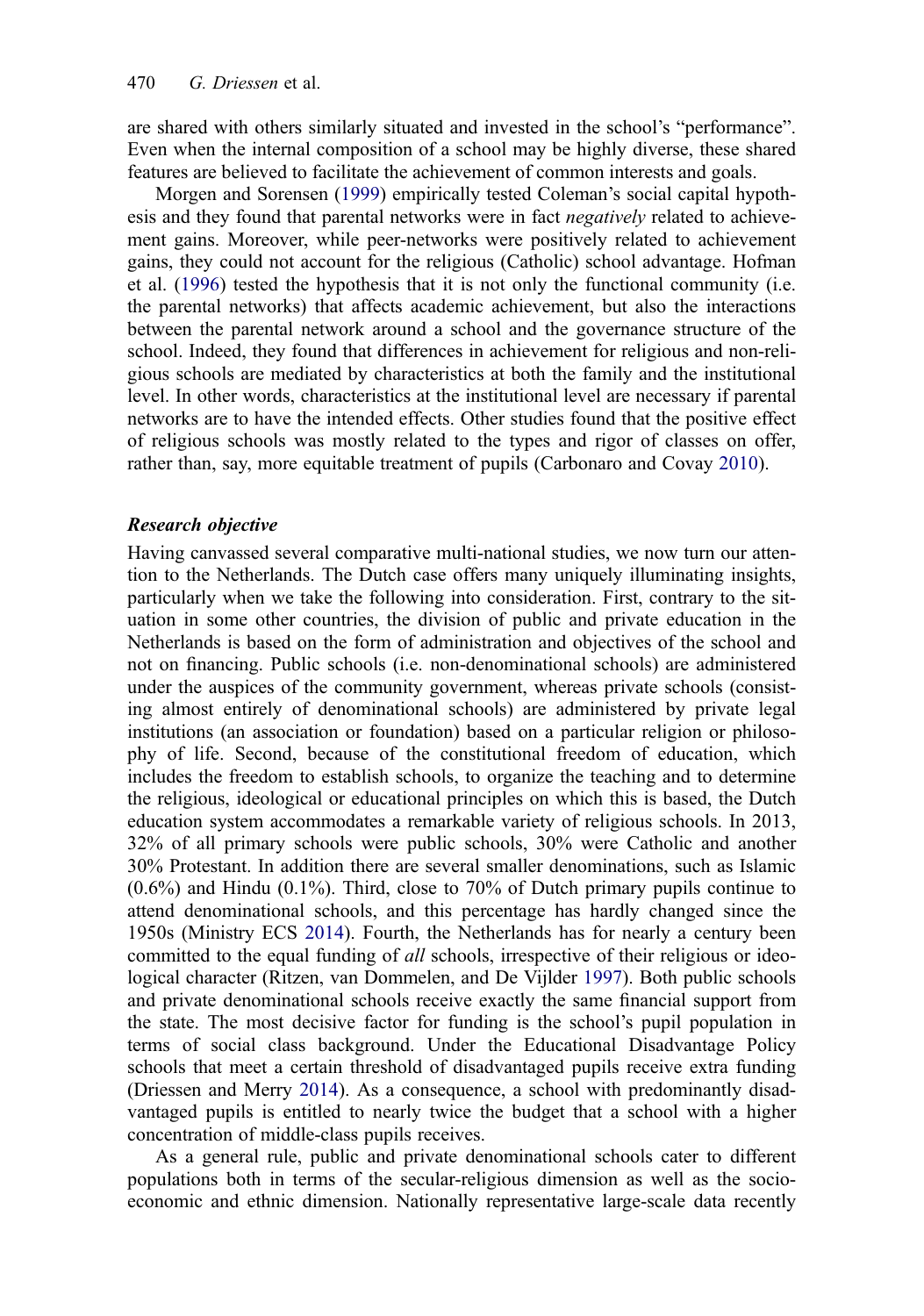are shared with others similarly situated and invested in the school's "performance". Even when the internal composition of a school may be highly diverse, these shared features are believed to facilitate the achievement of common interests and goals.

Morgen and Sorensen (1999) empirically tested Coleman's social capital hypothesis and they found that parental networks were in fact *negatively* related to achievement gains. Moreover, while peer-networks were positively related to achievement gains, they could not account for the religious (Catholic) school advantage. Hofman et al. (1996) tested the hypothesis that it is not only the functional community (i.e. the parental networks) that affects academic achievement, but also the interactions between the parental network around a school and the governance structure of the school. Indeed, they found that differences in achievement for religious and non-religious schools are mediated by characteristics at both the family and the institutional level. In other words, characteristics at the institutional level are necessary if parental networks are to have the intended effects. Other studies found that the positive effect of religious schools was mostly related to the types and rigor of classes on offer, rather than, say, more equitable treatment of pupils (Carbonaro and Covay 2010).

### *Research objective*

Having canvassed several comparative multi-national studies, we now turn our attention to the Netherlands. The Dutch case offers many uniquely illuminating insights, particularly when we take the following into consideration. First, contrary to the situation in some other countries, the division of public and private education in the Netherlands is based on the form of administration and objectives of the school and not on financing. Public schools (i.e. non-denominational schools) are administered under the auspices of the community government, whereas private schools (consisting almost entirely of denominational schools) are administered by private legal institutions (an association or foundation) based on a particular religion or philosophy of life. Second, because of the constitutional freedom of education, which includes the freedom to establish schools, to organize the teaching and to determine the religious, ideological or educational principles on which this is based, the Dutch education system accommodates a remarkable variety of religious schools. In 2013, 32% of all primary schools were public schools, 30% were Catholic and another 30% Protestant. In addition there are several smaller denominations, such as Islamic (0.6%) and Hindu (0.1%). Third, close to 70% of Dutch primary pupils continue to attend denominational schools, and this percentage has hardly changed since the 1950s (Ministry ECS 2014). Fourth, the Netherlands has for nearly a century been committed to the equal funding of *all* schools, irrespective of their religious or ideological character (Ritzen, van Dommelen, and De Vijlder 1997). Both public schools and private denominational schools receive exactly the same financial support from the state. The most decisive factor for funding is the school's pupil population in terms of social class background. Under the Educational Disadvantage Policy schools that meet a certain threshold of disadvantaged pupils receive extra funding (Driessen and Merry 2014). As a consequence, a school with predominantly disadvantaged pupils is entitled to nearly twice the budget that a school with a higher concentration of middle-class pupils receives.

As a general rule, public and private denominational schools cater to different populations both in terms of the secular-religious dimension as well as the socio-economic and ethnic dimension. Nationally representative large-scale data recently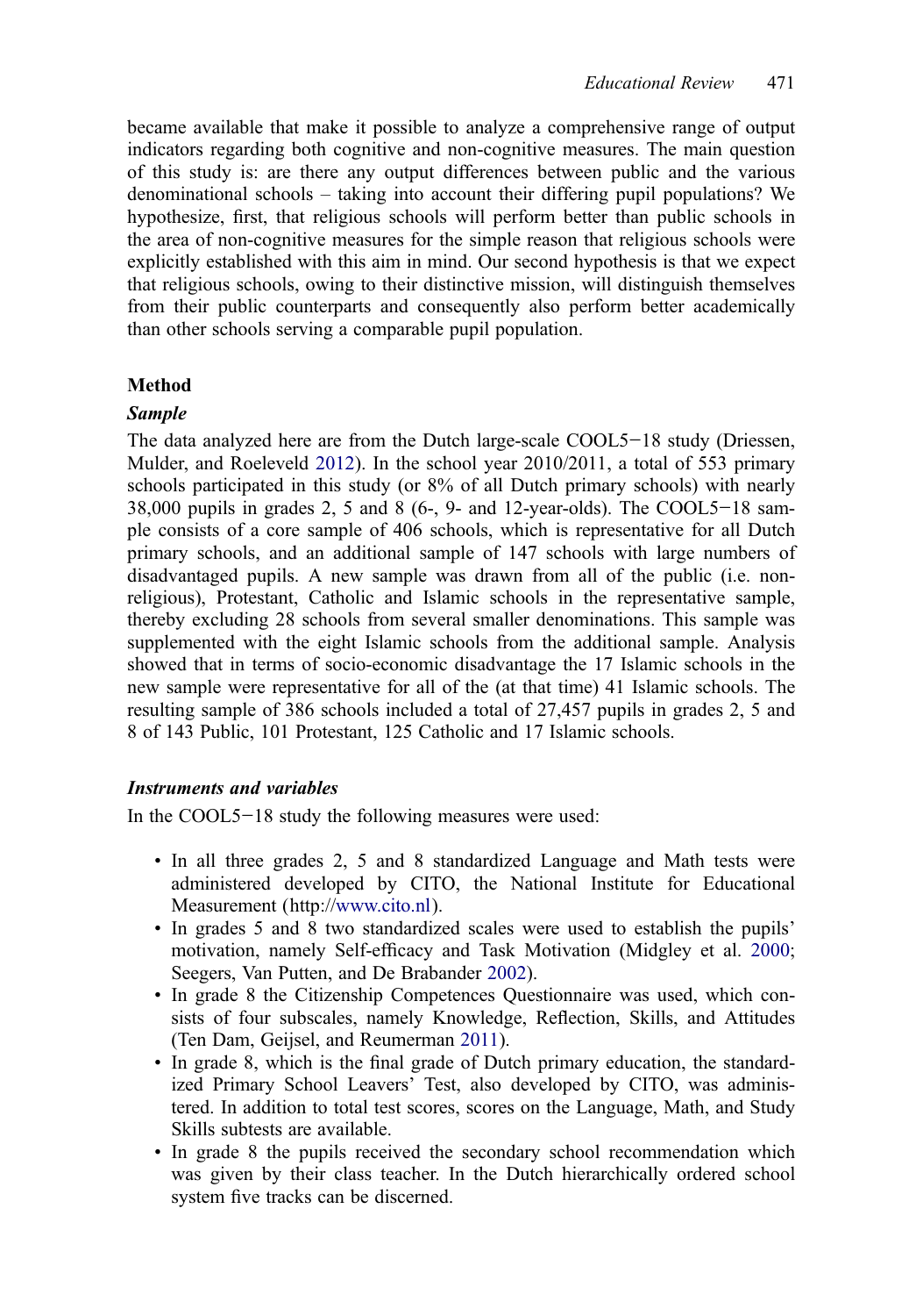became available that make it possible to analyze a comprehensive range of output indicators regarding both cognitive and non-cognitive measures. The main question of this study is: are there any output differences between public and the various denominational schools – taking into account their differing pupil populations? We hypothesize, first, that religious schools will perform better than public schools in the area of non-cognitive measures for the simple reason that religious schools were explicitly established with this aim in mind. Our second hypothesis is that we expect that religious schools, owing to their distinctive mission, will distinguish themselves from their public counterparts and consequently also perform better academically than other schools serving a comparable pupil population.

## Method

### *Sample*

The data analyzed here are from the Dutch large-scale COOL5−18 study (Driessen, Mulder, and Roeleveld 2012). In the school year 2010/2011, a total of 553 primary schools participated in this study (or 8% of all Dutch primary schools) with nearly 38,000 pupils in grades 2, 5 and 8 (6-, 9- and 12-year-olds). The COOL5−18 sample consists of a core sample of 406 schools, which is representative for all Dutch primary schools, and an additional sample of 147 schools with large numbers of disadvantaged pupils. A new sample was drawn from all of the public (i.e. non-religious), Protestant, Catholic and Islamic schools in the representative sample, thereby excluding 28 schools from several smaller denominations. This sample was supplemented with the eight Islamic schools from the additional sample. Analysis showed that in terms of socio-economic disadvantage the 17 Islamic schools in the new sample were representative for all of the (at that time) 41 Islamic schools. The resulting sample of 386 schools included a total of 27,457 pupils in grades 2, 5 and 8 of 143 Public, 101 Protestant, 125 Catholic and 17 Islamic schools.

### *Instruments and variables*

In the COOL5−18 study the following measures were used:

- In all three grades 2, 5 and 8 standardized Language and Math tests were administered developed by CITO, the National Institute for Educational Measurement (http://www.cito.nl).
- In grades 5 and 8 two standardized scales were used to establish the pupils' motivation, namely Self-efficacy and Task Motivation (Midgley et al. 2000; Seegers, Van Putten, and De Brabander 2002).
- In grade 8 the Citizenship Competences Questionnaire was used, which consists of four subscales, namely Knowledge, Reflection, Skills, and Attitudes (Ten Dam, Geijsel, and Reumerman 2011).
- In grade 8, which is the final grade of Dutch primary education, the standardized Primary School Leavers' Test, also developed by CITO, was administered. In addition to total test scores, scores on the Language, Math, and Study Skills subtests are available.
- In grade 8 the pupils received the secondary school recommendation which was given by their class teacher. In the Dutch hierarchically ordered school system five tracks can be discerned.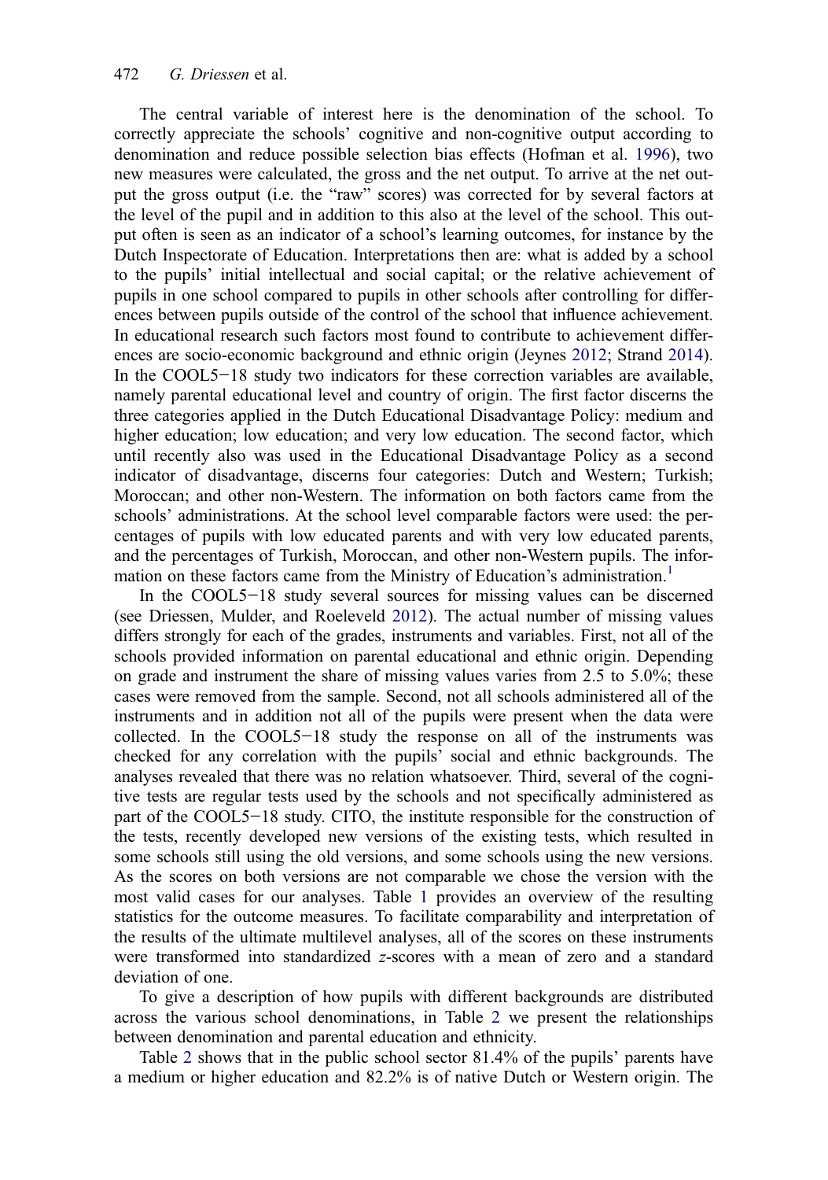The central variable of interest here is the denomination of the school. To correctly appreciate the schools' cognitive and non-cognitive output according to denomination and reduce possible selection bias effects (Hofman et al. 1996), two new measures were calculated, the gross and the net output. To arrive at the net output the gross output (i.e. the "raw" scores) was corrected for by several factors at the level of the pupil and in addition to this also at the level of the school. This output often is seen as an indicator of a school's learning outcomes, for instance by the Dutch Inspectorate of Education. Interpretations then are: what is added by a school to the pupils' initial intellectual and social capital; or the relative achievement of pupils in one school compared to pupils in other schools after controlling for differences between pupils outside of the control of the school that influence achievement. In educational research such factors most found to contribute to achievement differences are socio-economic background and ethnic origin (Jeynes 2012; Strand 2014). In the COOL5−18 study two indicators for these correction variables are available, namely parental educational level and country of origin. The first factor discerns the three categories applied in the Dutch Educational Disadvantage Policy: medium and higher education; low education; and very low education. The second factor, which until recently also was used in the Educational Disadvantage Policy as a second indicator of disadvantage, discerns four categories: Dutch and Western; Turkish; Moroccan; and other non-Western. The information on both factors came from the schools' administrations. At the school level comparable factors were used: the percentages of pupils with low educated parents and with very low educated parents, and the percentages of Turkish, Moroccan, and other non-Western pupils. The information on these factors came from the Ministry of Education's administration.[1]

In the COOL5−18 study several sources for missing values can be discerned (see Driessen, Mulder, and Roeleveld 2012). The actual number of missing values differs strongly for each of the grades, instruments and variables. First, not all of the schools provided information on parental educational and ethnic origin. Depending on grade and instrument the share of missing values varies from 2.5 to 5.0%; these cases were removed from the sample. Second, not all schools administered all of the instruments and in addition not all of the pupils were present when the data were collected. In the COOL5−18 study the response on all of the instruments was checked for any correlation with the pupils' social and ethnic backgrounds. The analyses revealed that there was no relation whatsoever. Third, several of the cognitive tests are regular tests used by the schools and not specifically administered as part of the COOL5−18 study. CITO, the institute responsible for the construction of the tests, recently developed new versions of the existing tests, which resulted in some schools still using the old versions, and some schools using the new versions. As the scores on both versions are not comparable we chose the version with the most valid cases for our analyses. Table 1 provides an overview of the resulting statistics for the outcome measures. To facilitate comparability and interpretation of the results of the ultimate multilevel analyses, all of the scores on these instruments were transformed into standardized *z*-scores with a mean of zero and a standard deviation of one.

To give a description of how pupils with different backgrounds are distributed across the various school denominations, in Table 2 we present the relationships between denomination and parental education and ethnicity.

Table 2 shows that in the public school sector 81.4% of the pupils' parents have a medium or higher education and 82.2% is of native Dutch or Western origin. The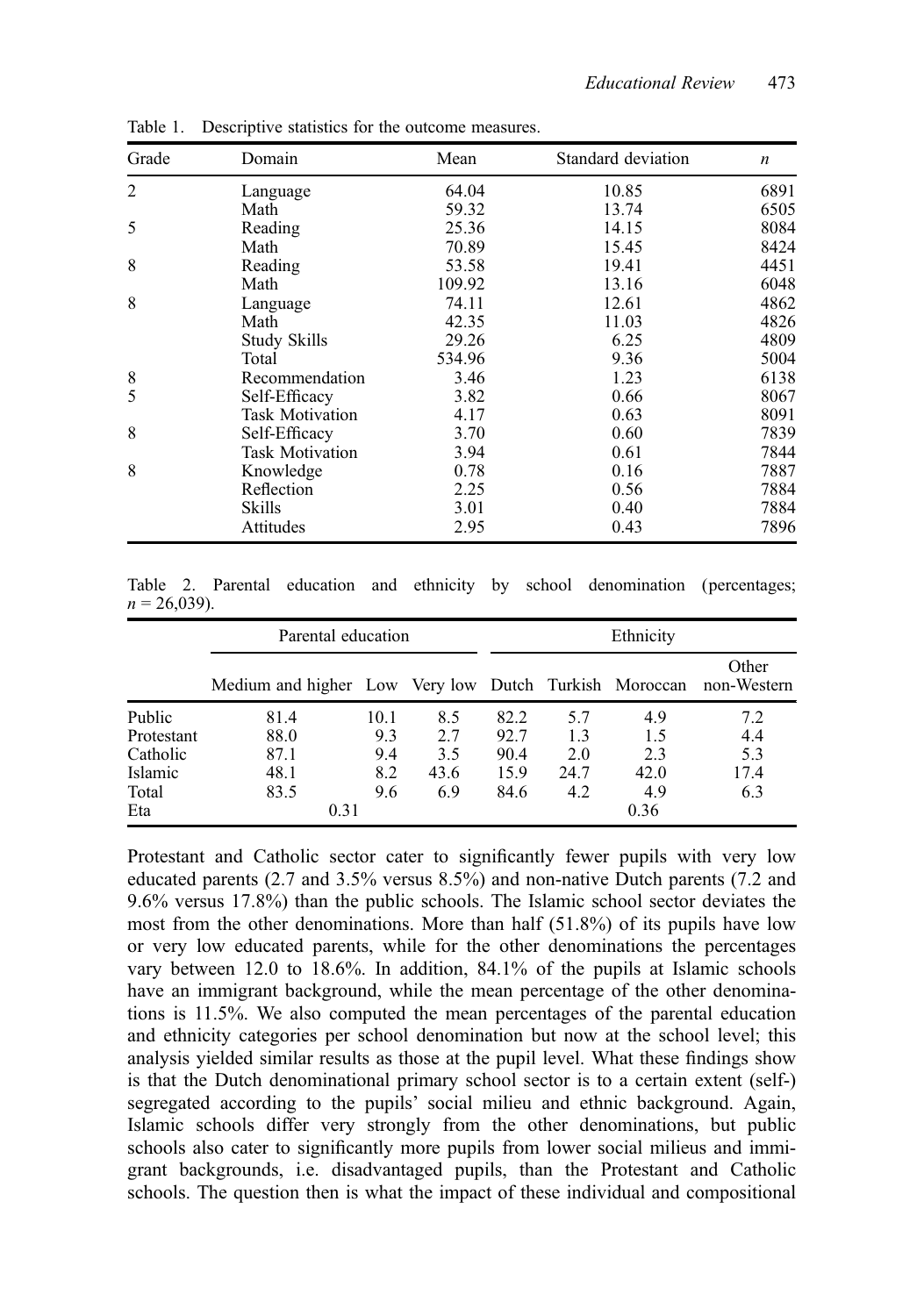Table 1. Descriptive statistics for the outcome measures.

| Grade | Domain | Mean | Standard deviation | *n* |
|---|---|---|---|---|
| 2 | Language | 64.04 | 10.85 | 6891 |
| | Math | 59.32 | 13.74 | 6505 |
| 5 | Reading | 25.36 | 14.15 | 8084 |
| | Math | 70.89 | 15.45 | 8424 |
| 8 | Reading | 53.58 | 19.41 | 4451 |
| | Math | 109.92 | 13.16 | 6048 |
| 8 | Language | 74.11 | 12.61 | 4862 |
| | Math | 42.35 | 11.03 | 4826 |
| | Study Skills | 29.26 | 6.25 | 4809 |
| | Total | 534.96 | 9.36 | 5004 |
| 8 | Recommendation | 3.46 | 1.23 | 6138 |
| 5 | Self-Efficacy | 3.82 | 0.66 | 8067 |
| | Task Motivation | 4.17 | 0.63 | 8091 |
| 8 | Self-Efficacy | 3.70 | 0.60 | 7839 |
| | Task Motivation | 3.94 | 0.61 | 7844 |
| 8 | Knowledge | 0.78 | 0.16 | 7887 |
| | Reflection | 2.25 | 0.56 | 7884 |
| | Skills | 3.01 | 0.40 | 7884 |
| | Attitudes | 2.95 | 0.43 | 7896 |

Table 2. Parental education and ethnicity by school denomination (percentages; $n = 26{,}039$).

| | Parental education | | | Ethnicity | | | |
|---|---|---|---|---|---|---|---|
| | Medium and higher | Low | Very low | Dutch | Turkish | Moroccan | Other non-Western |
| Public | 81.4 | 10.1 | 8.5 | 82.2 | 5.7 | 4.9 | 7.2 |
| Protestant | 88.0 | 9.3 | 2.7 | 92.7 | 1.3 | 1.5 | 4.4 |
| Catholic | 87.1 | 9.4 | 3.5 | 90.4 | 2.0 | 2.3 | 5.3 |
| Islamic | 48.1 | 8.2 | 43.6 | 15.9 | 24.7 | 42.0 | 17.4 |
| Total | 83.5 | 9.6 | 6.9 | 84.6 | 4.2 | 4.9 | 6.3 |
| Eta | | 0.31 | | | | 0.36 | |

Protestant and Catholic sector cater to significantly fewer pupils with very low educated parents (2.7 and 3.5% versus 8.5%) and non-native Dutch parents (7.2 and 9.6% versus 17.8%) than the public schools. The Islamic school sector deviates the most from the other denominations. More than half (51.8%) of its pupils have low or very low educated parents, while for the other denominations the percentages vary between 12.0 to 18.6%. In addition, 84.1% of the pupils at Islamic schools have an immigrant background, while the mean percentage of the other denominations is 11.5%. We also computed the mean percentages of the parental education and ethnicity categories per school denomination but now at the school level; this analysis yielded similar results as those at the pupil level. What these findings show is that the Dutch denominational primary school sector is to a certain extent (self-) segregated according to the pupils' social milieu and ethnic background. Again, Islamic schools differ very strongly from the other denominations, but public schools also cater to significantly more pupils from lower social milieus and immigrant backgrounds, i.e. disadvantaged pupils, than the Protestant and Catholic schools. The question then is what the impact of these individual and compositional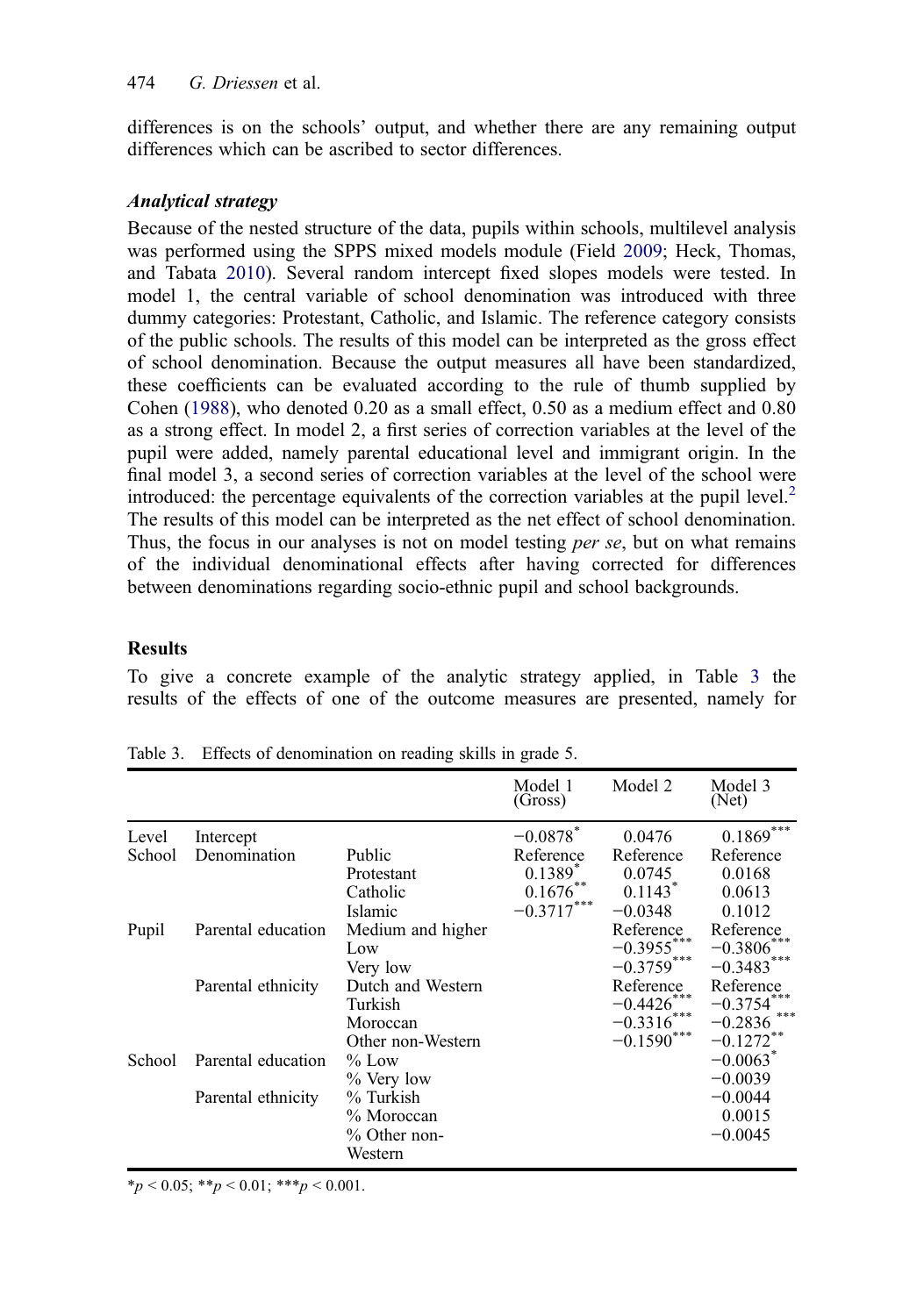differences is on the schools' output, and whether there are any remaining output differences which can be ascribed to sector differences.

### *Analytical strategy*

Because of the nested structure of the data, pupils within schools, multilevel analysis was performed using the SPPS mixed models module (Field 2009; Heck, Thomas, and Tabata 2010). Several random intercept fixed slopes models were tested. In model 1, the central variable of school denomination was introduced with three dummy categories: Protestant, Catholic, and Islamic. The reference category consists of the public schools. The results of this model can be interpreted as the gross effect of school denomination. Because the output measures all have been standardized, these coefficients can be evaluated according to the rule of thumb supplied by Cohen (1988), who denoted 0.20 as a small effect, 0.50 as a medium effect and 0.80 as a strong effect. In model 2, a first series of correction variables at the level of the pupil were added, namely parental educational level and immigrant origin. In the final model 3, a second series of correction variables at the level of the school were introduced: the percentage equivalents of the correction variables at the pupil level.[2] The results of this model can be interpreted as the net effect of school denomination. Thus, the focus in our analyses is not on model testing *per se*, but on what remains of the individual denominational effects after having corrected for differences between denominations regarding socio-ethnic pupil and school backgrounds.

## Results

To give a concrete example of the analytic strategy applied, in Table 3 the results of the effects of one of the outcome measures are presented, namely for

Table 3. Effects of denomination on reading skills in grade 5.

| | | | Model 1 (Gross) | Model 2 | Model 3 (Net) |
|---|---|---|---|---|---|
| Level | Intercept | | $-0.0878^{*}$ | 0.0476 | $0.1869^{***}$ |
| School | Denomination | Public | Reference | Reference | Reference |
| | | Protestant | $0.1389^{*}$ | 0.0745 | 0.0168 |
| | | Catholic | $0.1676^{**}$ | $0.1143^{*}$ | 0.0613 |
| | | Islamic | $-0.3717^{***}$ | $-0.0348$ | 0.1012 |
| Pupil | Parental education | Medium and higher | | Reference | Reference |
| | | Low | | $-0.3955^{***}$ | $-0.3806^{***}$ |
| | | Very low | | $-0.3759^{***}$ | $-0.3483^{***}$ |
| | Parental ethnicity | Dutch and Western | | Reference | Reference |
| | | Turkish | | $-0.4426^{***}$ | $-0.3754^{***}$ |
| | | Moroccan | | $-0.3316^{***}$ | $-0.2836^{***}$ |
| | | Other non-Western | | $-0.1590^{***}$ | $-0.1272^{**}$ |
| School | Parental education | % Low | | | $-0.0063^{*}$ |
| | | % Very low | | | $-0.0039$ |
| | Parental ethnicity | % Turkish | | | $-0.0044$ |
| | | % Moroccan | | | 0.0015 |
| | | % Other non-Western | | | $-0.0045$ |

$^{*}p < 0.05$; $^{**}p < 0.01$; $^{***}p < 0.001$.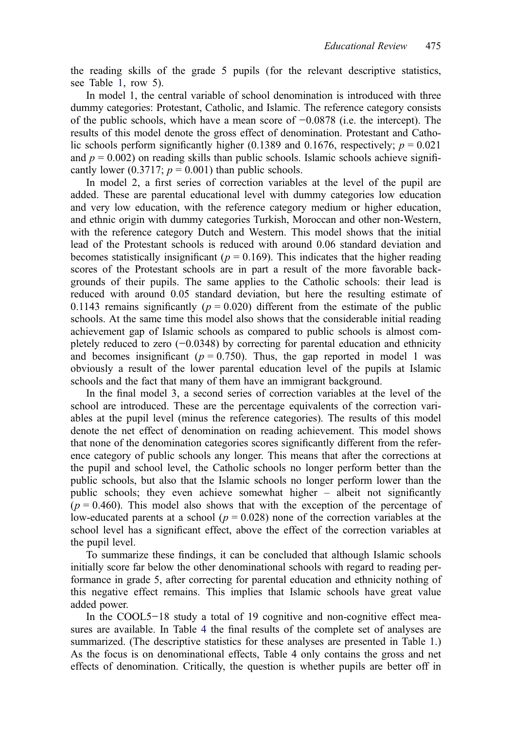the reading skills of the grade 5 pupils (for the relevant descriptive statistics, see Table 1, row 5).

In model 1, the central variable of school denomination is introduced with three dummy categories: Protestant, Catholic, and Islamic. The reference category consists of the public schools, which have a mean score of −0.0878 (i.e. the intercept). The results of this model denote the gross effect of denomination. Protestant and Catholic schools perform significantly higher (0.1389 and 0.1676, respectively; $p = 0.021$ and $p = 0.002$) on reading skills than public schools. Islamic schools achieve significantly lower (0.3717; $p = 0.001$) than public schools.

In model 2, a first series of correction variables at the level of the pupil are added. These are parental educational level with dummy categories low education and very low education, with the reference category medium or higher education, and ethnic origin with dummy categories Turkish, Moroccan and other non-Western, with the reference category Dutch and Western. This model shows that the initial lead of the Protestant schools is reduced with around 0.06 standard deviation and becomes statistically insignificant ($p = 0.169$). This indicates that the higher reading scores of the Protestant schools are in part a result of the more favorable backgrounds of their pupils. The same applies to the Catholic schools: their lead is reduced with around 0.05 standard deviation, but here the resulting estimate of 0.1143 remains significantly ($p = 0.020$) different from the estimate of the public schools. At the same time this model also shows that the considerable initial reading achievement gap of Islamic schools as compared to public schools is almost completely reduced to zero (−0.0348) by correcting for parental education and ethnicity and becomes insignificant ($p = 0.750$). Thus, the gap reported in model 1 was obviously a result of the lower parental education level of the pupils at Islamic schools and the fact that many of them have an immigrant background.

In the final model 3, a second series of correction variables at the level of the school are introduced. These are the percentage equivalents of the correction variables at the pupil level (minus the reference categories). The results of this model denote the net effect of denomination on reading achievement. This model shows that none of the denomination categories scores significantly different from the reference category of public schools any longer. This means that after the corrections at the pupil and school level, the Catholic schools no longer perform better than the public schools, but also that the Islamic schools no longer perform lower than the public schools; they even achieve somewhat higher – albeit not significantly ($p = 0.460$). This model also shows that with the exception of the percentage of low-educated parents at a school ($p = 0.028$) none of the correction variables at the school level has a significant effect, above the effect of the correction variables at the pupil level.

To summarize these findings, it can be concluded that although Islamic schools initially score far below the other denominational schools with regard to reading performance in grade 5, after correcting for parental education and ethnicity nothing of this negative effect remains. This implies that Islamic schools have great value added power.

In the COOL5−18 study a total of 19 cognitive and non-cognitive effect measures are available. In Table 4 the final results of the complete set of analyses are summarized. (The descriptive statistics for these analyses are presented in Table 1.) As the focus is on denominational effects, Table 4 only contains the gross and net effects of denomination. Critically, the question is whether pupils are better off in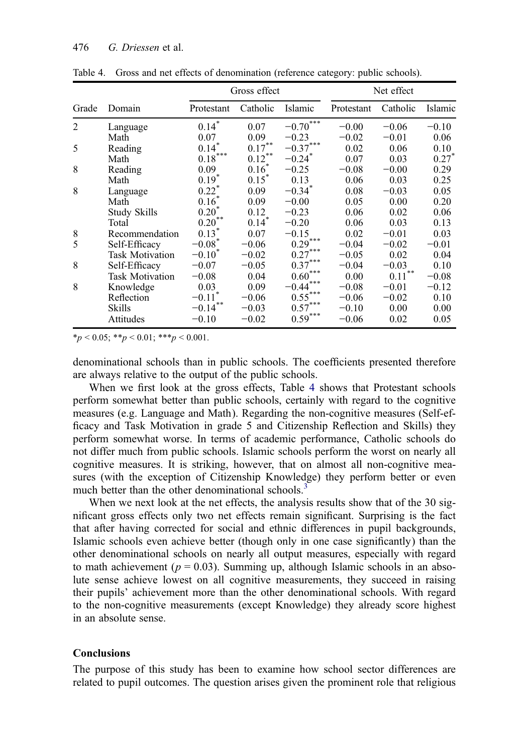Table 4. Gross and net effects of denomination (reference category: public schools).

| | | Gross effect | | | Net effect | | |
|---|---|---|---|---|---|---|---|
| Grade | Domain | Protestant | Catholic | Islamic | Protestant | Catholic | Islamic |
| 2 | Language | 0.14* | 0.07 | −0.70*** | −0.00 | −0.06 | −0.10 |
| | Math | 0.07 | 0.09 | −0.23 | −0.02 | −0.01 | 0.06 |
| 5 | Reading | 0.14* | 0.17** | −0.37*** | 0.02 | 0.06 | 0.10 |
| | Math | 0.18*** | 0.12** | −0.24* | 0.07 | 0.03 | 0.27* |
| 8 | Reading | 0.09 | 0.16* | −0.25 | −0.08 | −0.00 | 0.29 |
| | Math | 0.19* | 0.15* | 0.13 | 0.06 | 0.03 | 0.25 |
| 8 | Language | 0.22* | 0.09 | −0.34* | 0.08 | −0.03 | 0.05 |
| | Math | 0.16* | 0.09 | −0.00 | 0.05 | 0.00 | 0.20 |
| | Study Skills | 0.20* | 0.12 | −0.23 | 0.06 | 0.02 | 0.06 |
| | Total | 0.20** | 0.14* | −0.20 | 0.06 | 0.03 | 0.13 |
| 8 | Recommendation | 0.13* | 0.07 | −0.15 | 0.02 | −0.01 | 0.03 |
| 5 | Self-Efficacy | −0.08* | −0.06 | 0.29*** | −0.04 | −0.02 | −0.01 |
| | Task Motivation | −0.10* | −0.02 | 0.27*** | −0.05 | 0.02 | 0.04 |
| 8 | Self-Efficacy | −0.07 | −0.05 | 0.37*** | −0.04 | −0.03 | 0.10 |
| | Task Motivation | −0.08 | 0.04 | 0.60*** | 0.00 | 0.11** | −0.08 |
| 8 | Knowledge | 0.03 | 0.09 | −0.44*** | −0.08 | −0.01 | −0.12 |
| | Reflection | −0.11* | −0.06 | 0.55*** | −0.06 | −0.02 | 0.10 |
| | Skills | −0.14** | −0.03 | 0.57*** | −0.10 | 0.00 | 0.00 |
| | Attitudes | −0.10 | −0.02 | 0.59*** | −0.06 | 0.02 | 0.05 |

*$p < 0.05$; **$p < 0.01$; ***$p < 0.001$.

denominational schools than in public schools. The coefficients presented therefore are always relative to the output of the public schools.

When we first look at the gross effects, Table 4 shows that Protestant schools perform somewhat better than public schools, certainly with regard to the cognitive measures (e.g. Language and Math). Regarding the non-cognitive measures (Self-efficacy and Task Motivation in grade 5 and Citizenship Reflection and Skills) they perform somewhat worse. In terms of academic performance, Catholic schools do not differ much from public schools. Islamic schools perform the worst on nearly all cognitive measures. It is striking, however, that on almost all non-cognitive measures (with the exception of Citizenship Knowledge) they perform better or even much better than the other denominational schools.[3]

When we next look at the net effects, the analysis results show that of the 30 significant gross effects only two net effects remain significant. Surprising is the fact that after having corrected for social and ethnic differences in pupil backgrounds, Islamic schools even achieve better (though only in one case significantly) than the other denominational schools on nearly all output measures, especially with regard to math achievement ($p = 0.03$). Summing up, although Islamic schools in an absolute sense achieve lowest on all cognitive measurements, they succeed in raising their pupils' achievement more than the other denominational schools. With regard to the non-cognitive measurements (except Knowledge) they already score highest in an absolute sense.

## Conclusions

The purpose of this study has been to examine how school sector differences are related to pupil outcomes. The question arises given the prominent role that religious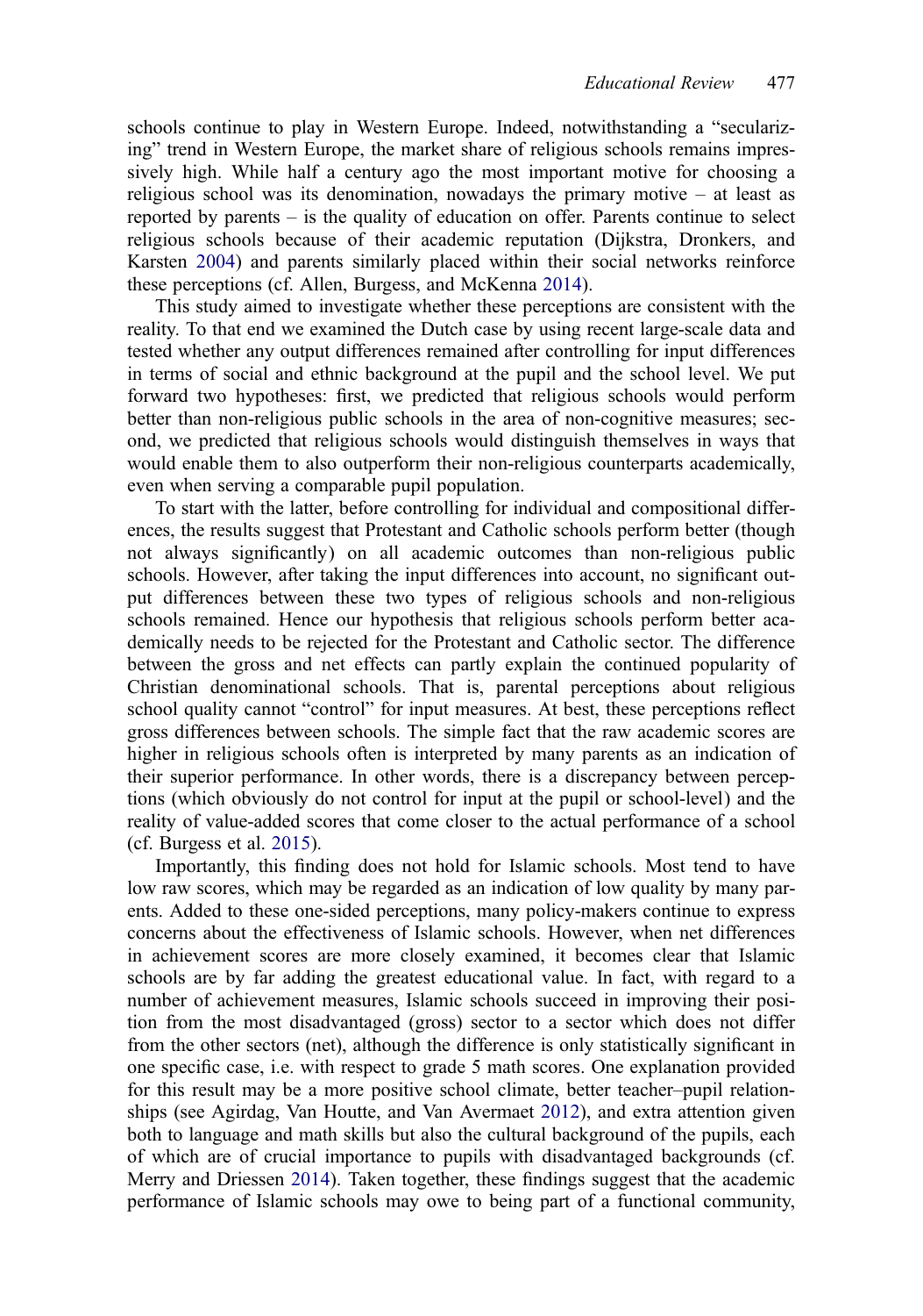schools continue to play in Western Europe. Indeed, notwithstanding a "secularizing" trend in Western Europe, the market share of religious schools remains impressively high. While half a century ago the most important motive for choosing a religious school was its denomination, nowadays the primary motive – at least as reported by parents – is the quality of education on offer. Parents continue to select religious schools because of their academic reputation (Dijkstra, Dronkers, and Karsten 2004) and parents similarly placed within their social networks reinforce these perceptions (cf. Allen, Burgess, and McKenna 2014).

This study aimed to investigate whether these perceptions are consistent with the reality. To that end we examined the Dutch case by using recent large-scale data and tested whether any output differences remained after controlling for input differences in terms of social and ethnic background at the pupil and the school level. We put forward two hypotheses: first, we predicted that religious schools would perform better than non-religious public schools in the area of non-cognitive measures; second, we predicted that religious schools would distinguish themselves in ways that would enable them to also outperform their non-religious counterparts academically, even when serving a comparable pupil population.

To start with the latter, before controlling for individual and compositional differences, the results suggest that Protestant and Catholic schools perform better (though not always significantly) on all academic outcomes than non-religious public schools. However, after taking the input differences into account, no significant output differences between these two types of religious schools and non-religious schools remained. Hence our hypothesis that religious schools perform better academically needs to be rejected for the Protestant and Catholic sector. The difference between the gross and net effects can partly explain the continued popularity of Christian denominational schools. That is, parental perceptions about religious school quality cannot "control" for input measures. At best, these perceptions reflect gross differences between schools. The simple fact that the raw academic scores are higher in religious schools often is interpreted by many parents as an indication of their superior performance. In other words, there is a discrepancy between perceptions (which obviously do not control for input at the pupil or school-level) and the reality of value-added scores that come closer to the actual performance of a school (cf. Burgess et al. 2015).

Importantly, this finding does not hold for Islamic schools. Most tend to have low raw scores, which may be regarded as an indication of low quality by many parents. Added to these one-sided perceptions, many policy-makers continue to express concerns about the effectiveness of Islamic schools. However, when net differences in achievement scores are more closely examined, it becomes clear that Islamic schools are by far adding the greatest educational value. In fact, with regard to a number of achievement measures, Islamic schools succeed in improving their position from the most disadvantaged (gross) sector to a sector which does not differ from the other sectors (net), although the difference is only statistically significant in one specific case, i.e. with respect to grade 5 math scores. One explanation provided for this result may be a more positive school climate, better teacher–pupil relationships (see Agirdag, Van Houtte, and Van Avermaet 2012), and extra attention given both to language and math skills but also the cultural background of the pupils, each of which are of crucial importance to pupils with disadvantaged backgrounds (cf. Merry and Driessen 2014). Taken together, these findings suggest that the academic performance of Islamic schools may owe to being part of a functional community,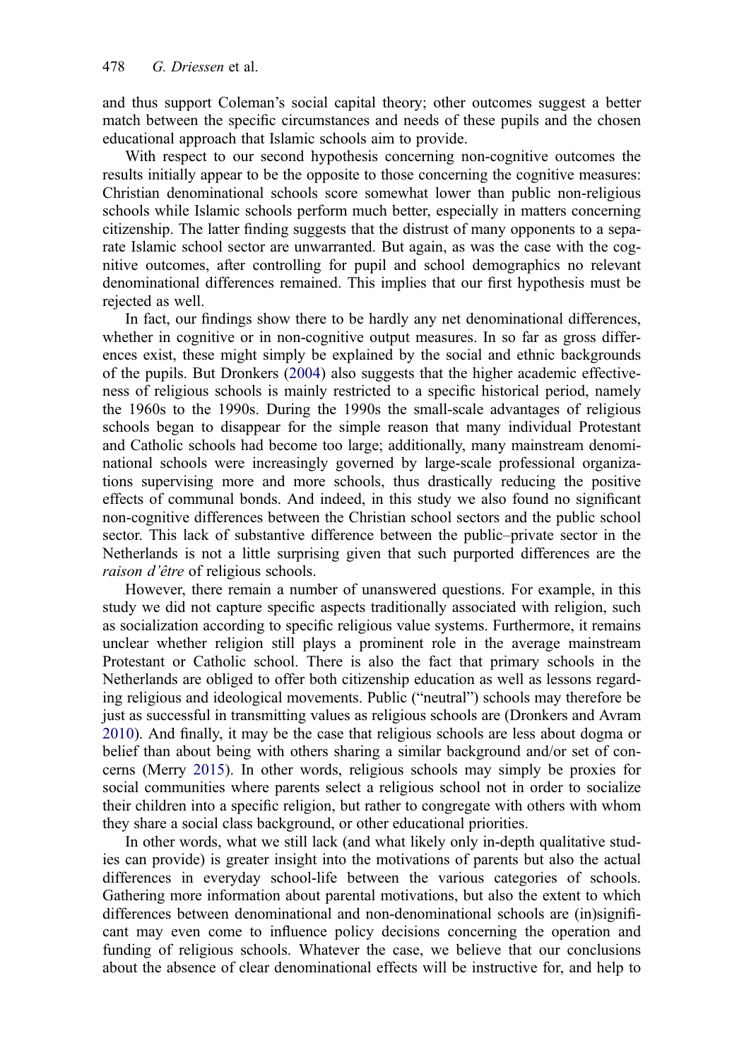and thus support Coleman's social capital theory; other outcomes suggest a better match between the specific circumstances and needs of these pupils and the chosen educational approach that Islamic schools aim to provide.

With respect to our second hypothesis concerning non-cognitive outcomes the results initially appear to be the opposite to those concerning the cognitive measures: Christian denominational schools score somewhat lower than public non-religious schools while Islamic schools perform much better, especially in matters concerning citizenship. The latter finding suggests that the distrust of many opponents to a separate Islamic school sector are unwarranted. But again, as was the case with the cognitive outcomes, after controlling for pupil and school demographics no relevant denominational differences remained. This implies that our first hypothesis must be rejected as well.

In fact, our findings show there to be hardly any net denominational differences, whether in cognitive or in non-cognitive output measures. In so far as gross differences exist, these might simply be explained by the social and ethnic backgrounds of the pupils. But Dronkers (2004) also suggests that the higher academic effectiveness of religious schools is mainly restricted to a specific historical period, namely the 1960s to the 1990s. During the 1990s the small-scale advantages of religious schools began to disappear for the simple reason that many individual Protestant and Catholic schools had become too large; additionally, many mainstream denominational schools were increasingly governed by large-scale professional organizations supervising more and more schools, thus drastically reducing the positive effects of communal bonds. And indeed, in this study we also found no significant non-cognitive differences between the Christian school sectors and the public school sector. This lack of substantive difference between the public–private sector in the Netherlands is not a little surprising given that such purported differences are the *raison d'être* of religious schools.

However, there remain a number of unanswered questions. For example, in this study we did not capture specific aspects traditionally associated with religion, such as socialization according to specific religious value systems. Furthermore, it remains unclear whether religion still plays a prominent role in the average mainstream Protestant or Catholic school. There is also the fact that primary schools in the Netherlands are obliged to offer both citizenship education as well as lessons regarding religious and ideological movements. Public ("neutral") schools may therefore be just as successful in transmitting values as religious schools are (Dronkers and Avram 2010). And finally, it may be the case that religious schools are less about dogma or belief than about being with others sharing a similar background and/or set of concerns (Merry 2015). In other words, religious schools may simply be proxies for social communities where parents select a religious school not in order to socialize their children into a specific religion, but rather to congregate with others with whom they share a social class background, or other educational priorities.

In other words, what we still lack (and what likely only in-depth qualitative studies can provide) is greater insight into the motivations of parents but also the actual differences in everyday school-life between the various categories of schools. Gathering more information about parental motivations, but also the extent to which differences between denominational and non-denominational schools are (in)significant may even come to influence policy decisions concerning the operation and funding of religious schools. Whatever the case, we believe that our conclusions about the absence of clear denominational effects will be instructive for, and help to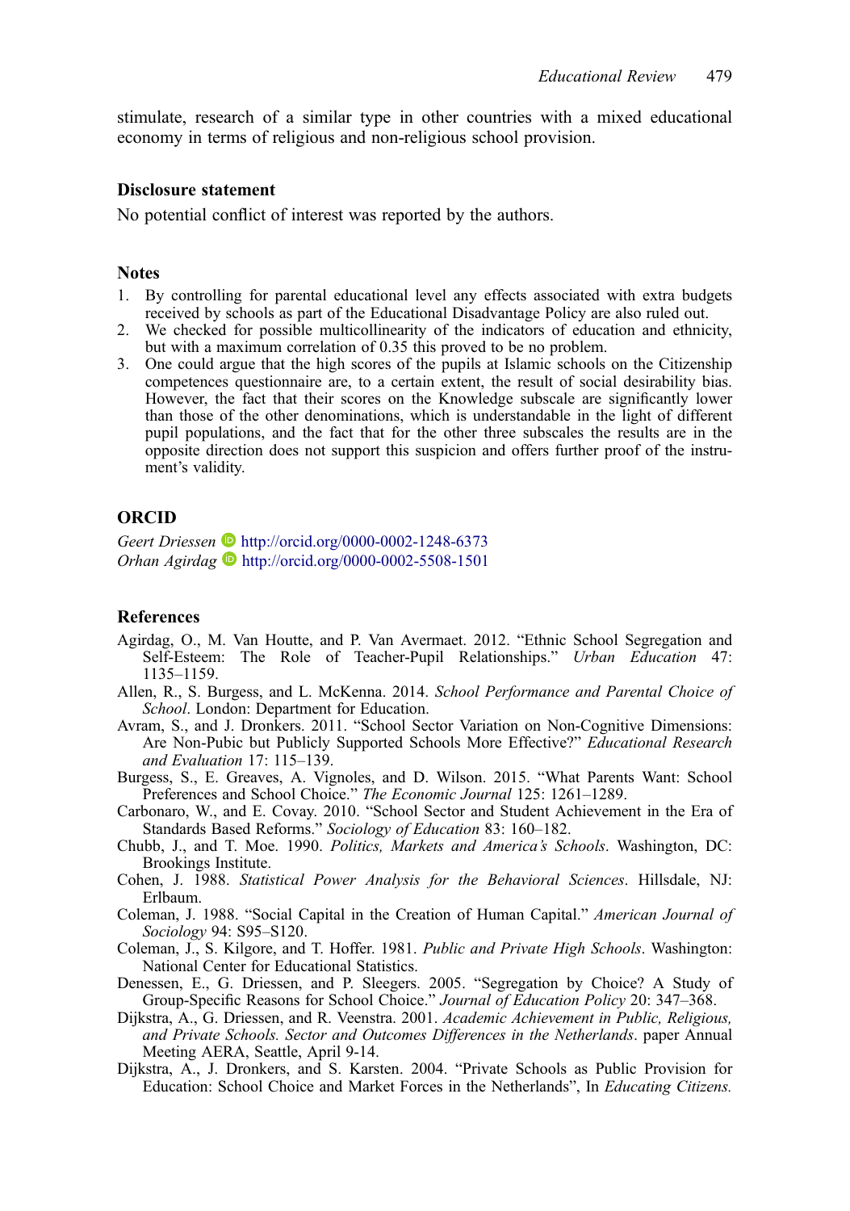stimulate, research of a similar type in other countries with a mixed educational economy in terms of religious and non-religious school provision.

## Disclosure statement

No potential conflict of interest was reported by the authors.

## Notes

1. By controlling for parental educational level any effects associated with extra budgets received by schools as part of the Educational Disadvantage Policy are also ruled out.
2. We checked for possible multicollinearity of the indicators of education and ethnicity, but with a maximum correlation of 0.35 this proved to be no problem.
3. One could argue that the high scores of the pupils at Islamic schools on the Citizenship competences questionnaire are, to a certain extent, the result of social desirability bias. However, the fact that their scores on the Knowledge subscale are significantly lower than those of the other denominations, which is understandable in the light of different pupil populations, and the fact that for the other three subscales the results are in the opposite direction does not support this suspicion and offers further proof of the instrument's validity.

## ORCID

*Geert Driessen* http://orcid.org/0000-0002-1248-6373
*Orhan Agirdag* http://orcid.org/0000-0002-5508-1501

## References

Agirdag, O., M. Van Houtte, and P. Van Avermaet. 2012. "Ethnic School Segregation and Self-Esteem: The Role of Teacher-Pupil Relationships." *Urban Education* 47: 1135–1159.

Allen, R., S. Burgess, and L. McKenna. 2014. *School Performance and Parental Choice of School*. London: Department for Education.

Avram, S., and J. Dronkers. 2011. "School Sector Variation on Non-Cognitive Dimensions: Are Non-Pubic but Publicly Supported Schools More Effective?" *Educational Research and Evaluation* 17: 115–139.

Burgess, S., E. Greaves, A. Vignoles, and D. Wilson. 2015. "What Parents Want: School Preferences and School Choice." *The Economic Journal* 125: 1261–1289.

Carbonaro, W., and E. Covay. 2010. "School Sector and Student Achievement in the Era of Standards Based Reforms." *Sociology of Education* 83: 160–182.

Chubb, J., and T. Moe. 1990. *Politics, Markets and America's Schools*. Washington, DC: Brookings Institute.

Cohen, J. 1988. *Statistical Power Analysis for the Behavioral Sciences*. Hillsdale, NJ: Erlbaum.

Coleman, J. 1988. "Social Capital in the Creation of Human Capital." *American Journal of Sociology* 94: S95–S120.

Coleman, J., S. Kilgore, and T. Hoffer. 1981. *Public and Private High Schools*. Washington: National Center for Educational Statistics.

Denessen, E., G. Driessen, and P. Sleegers. 2005. "Segregation by Choice? A Study of Group-Specific Reasons for School Choice." *Journal of Education Policy* 20: 347–368.

Dijkstra, A., G. Driessen, and R. Veenstra. 2001. *Academic Achievement in Public, Religious, and Private Schools. Sector and Outcomes Differences in the Netherlands*. paper Annual Meeting AERA, Seattle, April 9-14.

Dijkstra, A., J. Dronkers, and S. Karsten. 2004. "Private Schools as Public Provision for Education: School Choice and Market Forces in the Netherlands", In *Educating Citizens.*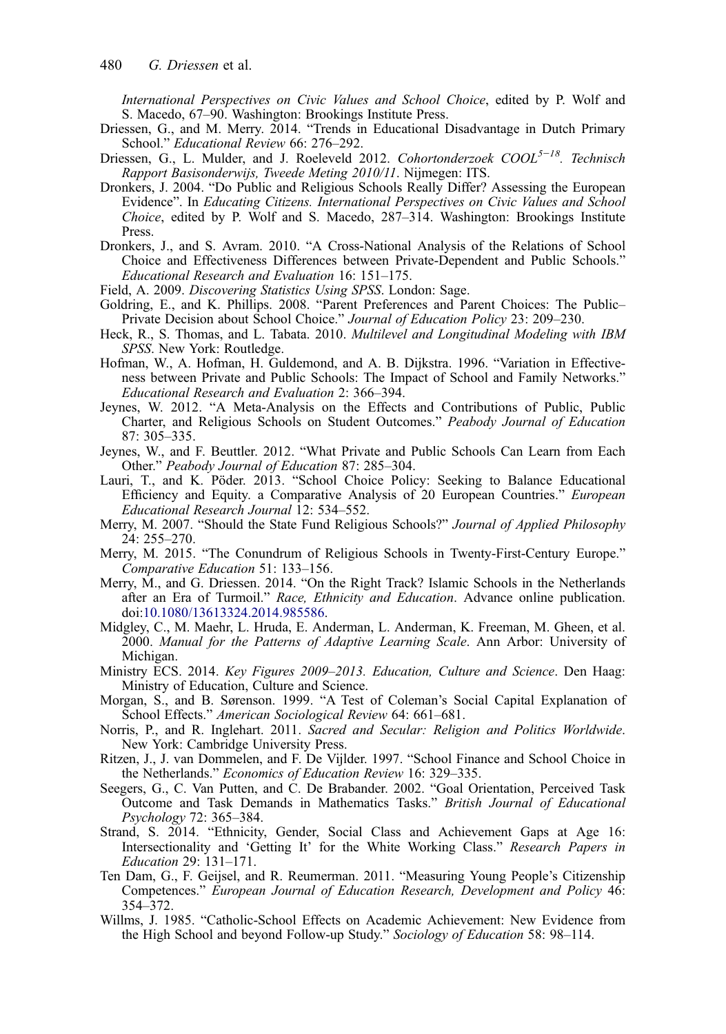*International Perspectives on Civic Values and School Choice*, edited by P. Wolf and S. Macedo, 67–90. Washington: Brookings Institute Press.

Driessen, G., and M. Merry. 2014. "Trends in Educational Disadvantage in Dutch Primary School." *Educational Review* 66: 276–292.

Driessen, G., L. Mulder, and J. Roeleveld 2012. *Cohortonderzoek COOL$^{5-18}$. Technisch Rapport Basisonderwijs, Tweede Meting 2010/11*. Nijmegen: ITS.

Dronkers, J. 2004. "Do Public and Religious Schools Really Differ? Assessing the European Evidence". In *Educating Citizens. International Perspectives on Civic Values and School Choice*, edited by P. Wolf and S. Macedo, 287–314. Washington: Brookings Institute Press.

Dronkers, J., and S. Avram. 2010. "A Cross-National Analysis of the Relations of School Choice and Effectiveness Differences between Private-Dependent and Public Schools." *Educational Research and Evaluation* 16: 151–175.

Field, A. 2009. *Discovering Statistics Using SPSS*. London: Sage.

Goldring, E., and K. Phillips. 2008. "Parent Preferences and Parent Choices: The Public–Private Decision about School Choice." *Journal of Education Policy* 23: 209–230.

Heck, R., S. Thomas, and L. Tabata. 2010. *Multilevel and Longitudinal Modeling with IBM SPSS*. New York: Routledge.

Hofman, W., A. Hofman, H. Guldemond, and A. B. Dijkstra. 1996. "Variation in Effectiveness between Private and Public Schools: The Impact of School and Family Networks." *Educational Research and Evaluation* 2: 366–394.

Jeynes, W. 2012. "A Meta-Analysis on the Effects and Contributions of Public, Public Charter, and Religious Schools on Student Outcomes." *Peabody Journal of Education* 87: 305–335.

Jeynes, W., and F. Beuttler. 2012. "What Private and Public Schools Can Learn from Each Other." *Peabody Journal of Education* 87: 285–304.

Lauri, T., and K. Pöder. 2013. "School Choice Policy: Seeking to Balance Educational Efficiency and Equity. a Comparative Analysis of 20 European Countries." *European Educational Research Journal* 12: 534–552.

Merry, M. 2007. "Should the State Fund Religious Schools?" *Journal of Applied Philosophy* 24: 255–270.

Merry, M. 2015. "The Conundrum of Religious Schools in Twenty-First-Century Europe." *Comparative Education* 51: 133–156.

Merry, M., and G. Driessen. 2014. "On the Right Track? Islamic Schools in the Netherlands after an Era of Turmoil." *Race, Ethnicity and Education*. Advance online publication. doi:10.1080/13613324.2014.985586.

Midgley, C., M. Maehr, L. Hruda, E. Anderman, L. Anderman, K. Freeman, M. Gheen, et al. 2000. *Manual for the Patterns of Adaptive Learning Scale*. Ann Arbor: University of Michigan.

Ministry ECS. 2014. *Key Figures 2009–2013. Education, Culture and Science*. Den Haag: Ministry of Education, Culture and Science.

Morgan, S., and B. Sørenson. 1999. "A Test of Coleman's Social Capital Explanation of School Effects." *American Sociological Review* 64: 661–681.

Norris, P., and R. Inglehart. 2011. *Sacred and Secular: Religion and Politics Worldwide*. New York: Cambridge University Press.

Ritzen, J., J. van Dommelen, and F. De Vijlder. 1997. "School Finance and School Choice in the Netherlands." *Economics of Education Review* 16: 329–335.

Seegers, G., C. Van Putten, and C. De Brabander. 2002. "Goal Orientation, Perceived Task Outcome and Task Demands in Mathematics Tasks." *British Journal of Educational Psychology* 72: 365–384.

Strand, S. 2014. "Ethnicity, Gender, Social Class and Achievement Gaps at Age 16: Intersectionality and 'Getting It' for the White Working Class." *Research Papers in Education* 29: 131–171.

Ten Dam, G., F. Geijsel, and R. Reumerman. 2011. "Measuring Young People's Citizenship Competences." *European Journal of Education Research, Development and Policy* 46: 354–372.

Willms, J. 1985. "Catholic-School Effects on Academic Achievement: New Evidence from the High School and beyond Follow-up Study." *Sociology of Education* 58: 98–114.